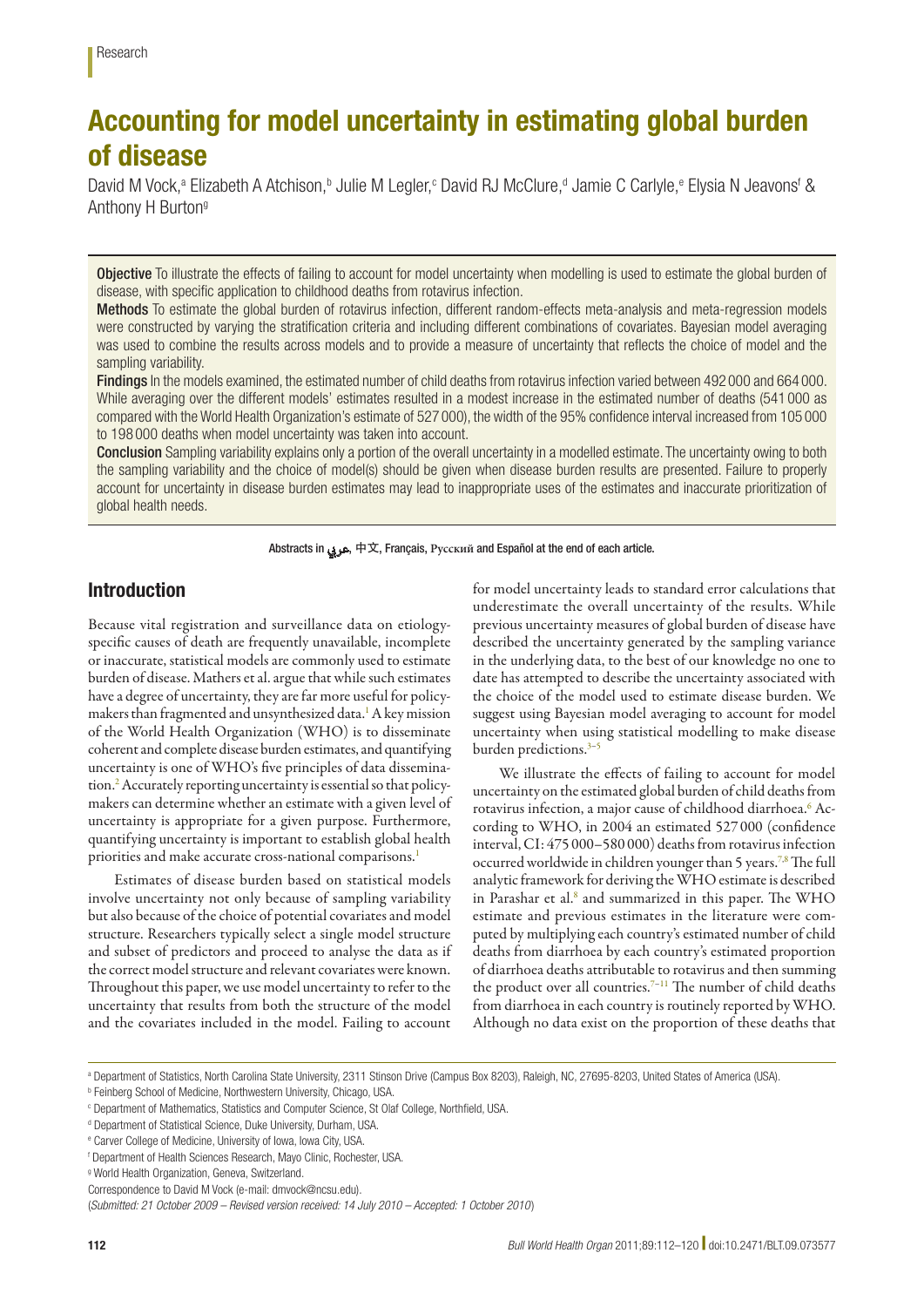# Accounting for model uncertainty in estimating global burden of disease

David M Vock,[a] Elizabeth A Atchison,[b] Julie M Legler,[c] David RJ McClure,[d] Jamie C Carlyle,[e] Elysia N Jeavons[f] & Anthony H Burton[g]

**Objective** To illustrate the effects of failing to account for model uncertainty when modelling is used to estimate the global burden of disease, with specific application to childhood deaths from rotavirus infection.

**Methods** To estimate the global burden of rotavirus infection, different random-effects meta-analysis and meta-regression models were constructed by varying the stratification criteria and including different combinations of covariates. Bayesian model averaging was used to combine the results across models and to provide a measure of uncertainty that reflects the choice of model and the sampling variability.

**Findings** In the models examined, the estimated number of child deaths from rotavirus infection varied between 492 000 and 664 000. While averaging over the different models' estimates resulted in a modest increase in the estimated number of deaths (541 000 as compared with the World Health Organization's estimate of 527 000), the width of the 95% confidence interval increased from 105 000 to 198 000 deaths when model uncertainty was taken into account.

**Conclusion** Sampling variability explains only a portion of the overall uncertainty in a modelled estimate. The uncertainty owing to both the sampling variability and the choice of model(s) should be given when disease burden results are presented. Failure to properly account for uncertainty in disease burden estimates may lead to inappropriate uses of the estimates and inaccurate prioritization of global health needs.

Abstracts in عربي, 中文, Français, Русский and Español at the end of each article.

## Introduction

Because vital registration and surveillance data on etiology-specific causes of death are frequently unavailable, incomplete or inaccurate, statistical models are commonly used to estimate burden of disease. Mathers et al. argue that while such estimates have a degree of uncertainty, they are far more useful for policy-makers than fragmented and unsynthesized data.[1] A key mission of the World Health Organization (WHO) is to disseminate coherent and complete disease burden estimates, and quantifying uncertainty is one of WHO's five principles of data dissemination.[2] Accurately reporting uncertainty is essential so that policy-makers can determine whether an estimate with a given level of uncertainty is appropriate for a given purpose. Furthermore, quantifying uncertainty is important to establish global health priorities and make accurate cross-national comparisons.[1]

Estimates of disease burden based on statistical models involve uncertainty not only because of sampling variability but also because of the choice of potential covariates and model structure. Researchers typically select a single model structure and subset of predictors and proceed to analyse the data as if the correct model structure and relevant covariates were known. Throughout this paper, we use model uncertainty to refer to the uncertainty that results from both the structure of the model and the covariates included in the model. Failing to account for model uncertainty leads to standard error calculations that underestimate the overall uncertainty of the results. While previous uncertainty measures of global burden of disease have described the uncertainty generated by the sampling variance in the underlying data, to the best of our knowledge no one to date has attempted to describe the uncertainty associated with the choice of the model used to estimate disease burden. We suggest using Bayesian model averaging to account for model uncertainty when using statistical modelling to make disease burden predictions.[3–5]

We illustrate the effects of failing to account for model uncertainty on the estimated global burden of child deaths from rotavirus infection, a major cause of childhood diarrhoea.[6] According to WHO, in 2004 an estimated 527 000 (confidence interval, CI: 475 000–580 000) deaths from rotavirus infection occurred worldwide in children younger than 5 years.[7,8] The full analytic framework for deriving the WHO estimate is described in Parashar et al.[8] and summarized in this paper. The WHO estimate and previous estimates in the literature were computed by multiplying each country's estimated number of child deaths from diarrhoea by each country's estimated proportion of diarrhoea deaths attributable to rotavirus and then summing the product over all countries.[7–11] The number of child deaths from diarrhoea in each country is routinely reported by WHO. Although no data exist on the proportion of these deaths that

[a] Department of Statistics, North Carolina State University, 2311 Stinson Drive (Campus Box 8203), Raleigh, NC, 27695-8203, United States of America (USA).
[b] Feinberg School of Medicine, Northwestern University, Chicago, USA.
[c] Department of Mathematics, Statistics and Computer Science, St Olaf College, Northfield, USA.
[d] Department of Statistical Science, Duke University, Durham, USA.
[e] Carver College of Medicine, University of Iowa, Iowa City, USA.
[f] Department of Health Sciences Research, Mayo Clinic, Rochester, USA.
[g] World Health Organization, Geneva, Switzerland.
Correspondence to David M Vock (e-mail: dmvock@ncsu.edu).
(*Submitted: 21 October 2009 – Revised version received: 14 July 2010 – Accepted: 1 October 2010*)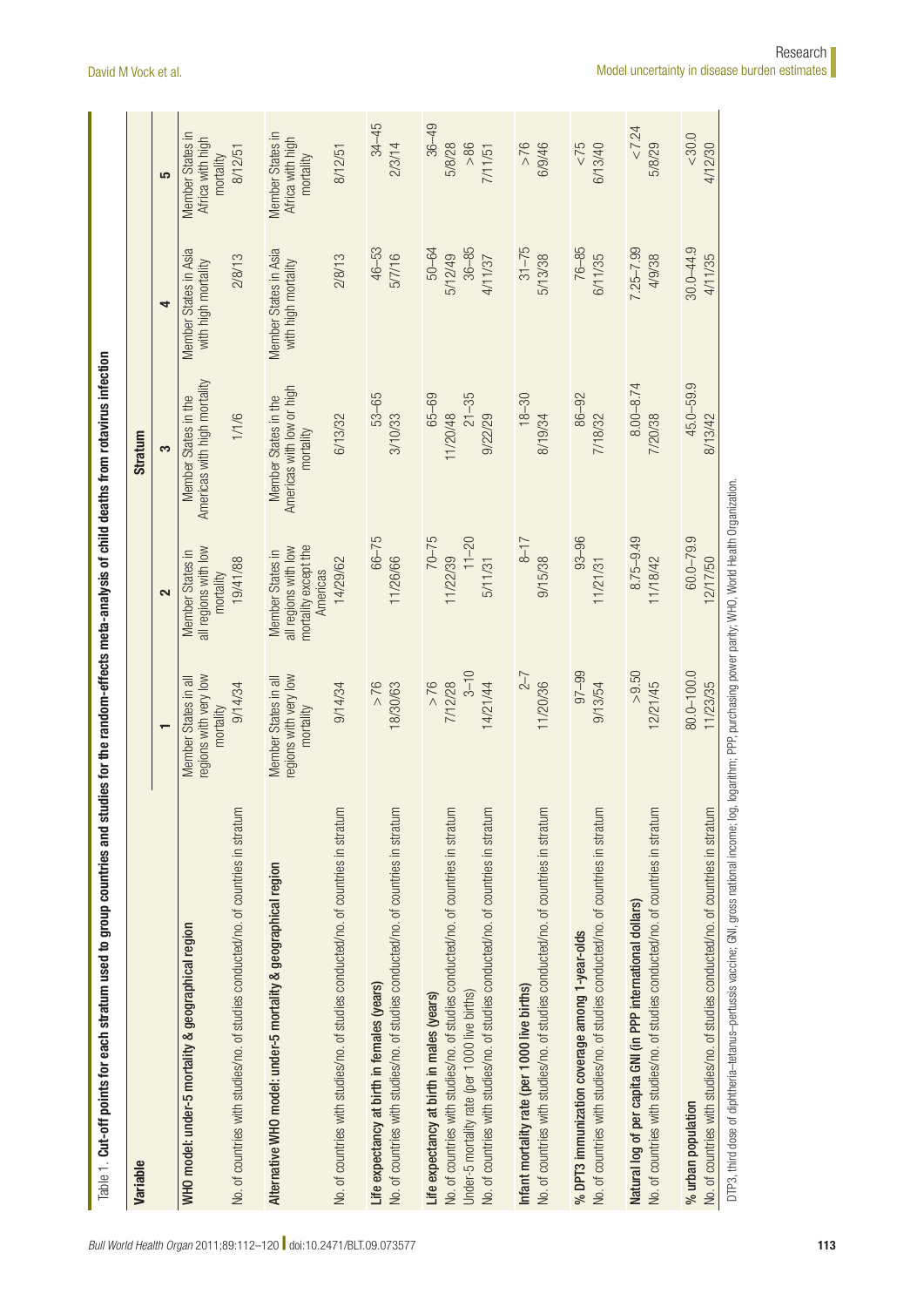Table 1. **Cut-off points for each stratum used to group countries and studies for the random-effects meta-analysis of child deaths from rotavirus infection**

| Variable | Stratum | | | | |
|---|---|---|---|---|---|
| | 1 | 2 | 3 | 4 | 5 |
| **WHO model: under-5 mortality & geographical region** | Member States in all regions with very low mortality | Member States in all regions with low mortality | Member States in the Americas with high mortality | Member States in Asia with high mortality | Member States in Africa with high mortality |
| No. of countries with studies/no. of studies conducted/no. of countries in stratum | 9/14/34 | 19/41/88 | 1/1/6 | 2/8/13 | 8/12/51 |
| **Alternative WHO model: under-5 mortality & geographical region** | Member States in all regions with very low mortality | Member States in all regions with low mortality except the Americas | Member States in the Americas with low or high mortality | Member States in Asia with high mortality | Member States in Africa with high mortality |
| No. of countries with studies/no. of studies conducted/no. of countries in stratum | 9/14/34 | 14/29/62 | 6/13/32 | 2/8/13 | 8/12/51 |
| **Life expectancy at birth in females (years)** | > 76 | 66–75 | 53–65 | 46–53 | 34–45 |
| No. of countries with studies/no. of studies conducted/no. of countries in stratum | 18/30/63 | 11/26/66 | 3/10/33 | 5/7/16 | 2/3/14 |
| **Life expectancy at birth in males (years)** | > 76 | 70–75 | 65–69 | 50–64 | 36–49 |
| No. of countries with studies/no. of studies conducted/no. of countries in stratum | 7/12/28 | 11/22/39 | 11/20/48 | 5/12/49 | 5/8/28 |
| Under-5 mortality rate (per 1 000 live births) | 3–10 | 11–20 | 21–35 | 36–85 | > 86 |
| No. of countries with studies/no. of studies conducted/no. of countries in stratum | 14/21/44 | 5/11/31 | 9/22/29 | 4/11/37 | 7/11/51 |
| **Infant mortality rate (per 1 000 live births)** | 2–7 | 8–17 | 18–30 | 31–75 | > 76 |
| No. of countries with studies/no. of studies conducted/no. of countries in stratum | 11/20/36 | 9/15/38 | 8/19/34 | 5/13/38 | 6/9/46 |
| **% DPT3 immunization coverage among 1-year-olds** | 97–99 | 93–96 | 86–92 | 76–85 | < 75 |
| No. of countries with studies/no. of studies conducted/no. of countries in stratum | 9/13/54 | 11/21/31 | 7/18/32 | 6/11/35 | 6/13/40 |
| **Natural log of per capita GNI (in PPP international dollars)** | > 9.50 | 8.75–9.49 | 8.00–8.74 | 7.25–7.99 | < 7.24 |
| No. of countries with studies/no. of studies conducted/no. of countries in stratum | 12/21/45 | 11/18/42 | 7/20/38 | 4/9/38 | 5/8/29 |
| **% urban population** | 80.0–100.0 | 60.0–79.9 | 45.0–59.9 | 30.0–44.9 | < 30.0 |
| No. of countries with studies/no. of studies conducted/no. of countries in stratum | 11/23/35 | 12/17/50 | 8/13/42 | 4/11/35 | 4/12/30 |

DTP3, third dose of diphtheria–tetanus–pertussis vaccine; GNI, gross national income; log, logarithm; PPP, purchasing power parity; WHO, World Health Organization.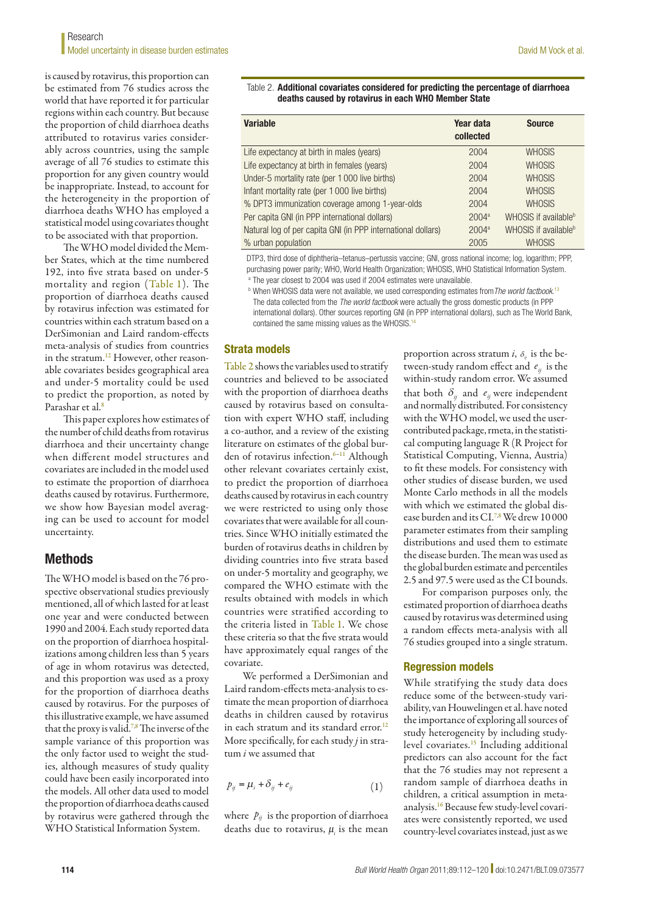is caused by rotavirus, this proportion can be estimated from 76 studies across the world that have reported it for particular regions within each country. But because the proportion of child diarrhoea deaths attributed to rotavirus varies considerably across countries, using the sample average of all 76 studies to estimate this proportion for any given country would be inappropriate. Instead, to account for the heterogeneity in the proportion of diarrhoea deaths WHO has employed a statistical model using covariates thought to be associated with that proportion.

The WHO model divided the Member States, which at the time numbered 192, into five strata based on under-5 mortality and region (Table 1). The proportion of diarrhoea deaths caused by rotavirus infection was estimated for countries within each stratum based on a DerSimonian and Laird random-effects meta-analysis of studies from countries in the stratum.[12] However, other reasonable covariates besides geographical area and under-5 mortality could be used to predict the proportion, as noted by Parashar et al.[8]

This paper explores how estimates of the number of child deaths from rotavirus diarrhoea and their uncertainty change when different model structures and covariates are included in the model used to estimate the proportion of diarrhoea deaths caused by rotavirus. Furthermore, we show how Bayesian model averaging can be used to account for model uncertainty.

## Methods

The WHO model is based on the 76 prospective observational studies previously mentioned, all of which lasted for at least one year and were conducted between 1990 and 2004. Each study reported data on the proportion of diarrhoea hospitalizations among children less than 5 years of age in whom rotavirus was detected, and this proportion was used as a proxy for the proportion of diarrhoea deaths caused by rotavirus. For the purposes of this illustrative example, we have assumed that the proxy is valid.[7,8] The inverse of the sample variance of this proportion was the only factor used to weight the studies, although measures of study quality could have been easily incorporated into the models. All other data used to model the proportion of diarrhoea deaths caused by rotavirus were gathered through the WHO Statistical Information System.

Table 2. **Additional covariates considered for predicting the percentage of diarrhoea deaths caused by rotavirus in each WHO Member State**

| Variable | Year data collected | Source |
|---|---|---|
| Life expectancy at birth in males (years) | 2004 | WHOSIS |
| Life expectancy at birth in females (years) | 2004 | WHOSIS |
| Under-5 mortality rate (per 1 000 live births) | 2004 | WHOSIS |
| Infant mortality rate (per 1 000 live births) | 2004 | WHOSIS |
| % DPT3 immunization coverage among 1-year-olds | 2004 | WHOSIS |
| Per capita GNI (in PPP international dollars) | 2004[a] | WHOSIS if available[b] |
| Natural log of per capita GNI (in PPP international dollars) | 2004[a] | WHOSIS if available[b] |
| % urban population | 2005 | WHOSIS |

DTP3, third dose of diphtheria–tetanus–pertussis vaccine; GNI, gross national income; log, logarithm; PPP, purchasing power parity; WHO, World Health Organization; WHOSIS, WHO Statistical Information System.

[a] The year closest to 2004 was used if 2004 estimates were unavailable.

[b] When WHOSIS data were not available, we used corresponding estimates from *The world factbook*.[13] The data collected from the *The world factbook* were actually the gross domestic products (in PPP international dollars). Other sources reporting GNI (in PPP international dollars), such as The World Bank, contained the same missing values as the WHOSIS.[14]

### Strata models

Table 2 shows the variables used to stratify countries and believed to be associated with the proportion of diarrhoea deaths caused by rotavirus based on consultation with expert WHO staff, including a co-author, and a review of the existing literature on estimates of the global burden of rotavirus infection.[6–11] Although other relevant covariates certainly exist, to predict the proportion of diarrhoea deaths caused by rotavirus in each country we were restricted to using only those covariates that were available for all countries. Since WHO initially estimated the burden of rotavirus deaths in children by dividing countries into five strata based on under-5 mortality and geography, we compared the WHO estimate with the results obtained with models in which countries were stratified according to the criteria listed in Table 1. We chose these criteria so that the five strata would have approximately equal ranges of the covariate.

We performed a DerSimonian and Laird random-effects meta-analysis to estimate the mean proportion of diarrhoea deaths in children caused by rotavirus in each stratum and its standard error.[12] More specifically, for each study $j$ in stratum $i$ we assumed that

$$p_{ij} = \mu_i + \delta_{ij} + e_{ij} \qquad (1)$$

where $p_{ij}$ is the proportion of diarrhoea deaths due to rotavirus, $\mu_i$ is the mean proportion across stratum $i$, $\delta_{ij}$ is the between-study random effect and $e_{ij}$ is the within-study random error. We assumed that both $\delta_{ij}$ and $e_{ij}$ were independent and normally distributed. For consistency with the WHO model, we used the user-contributed package, rmeta, in the statistical computing language R (R Project for Statistical Computing, Vienna, Austria) to fit these models. For consistency with other studies of disease burden, we used Monte Carlo methods in all the models with which we estimated the global disease burden and its CI.[7,8] We drew 10 000 parameter estimates from their sampling distributions and used them to estimate the disease burden. The mean was used as the global burden estimate and percentiles 2.5 and 97.5 were used as the CI bounds.

For comparison purposes only, the estimated proportion of diarrhoea deaths caused by rotavirus was determined using a random effects meta-analysis with all 76 studies grouped into a single stratum.

### Regression models

While stratifying the study data does reduce some of the between-study variability, van Houwelingen et al. have noted the importance of exploring all sources of study heterogeneity by including study-level covariates.[15] Including additional predictors can also account for the fact that the 76 studies may not represent a random sample of diarrhoea deaths in children, a critical assumption in meta-analysis.[16] Because few study-level covariates were consistently reported, we used country-level covariates instead, just as we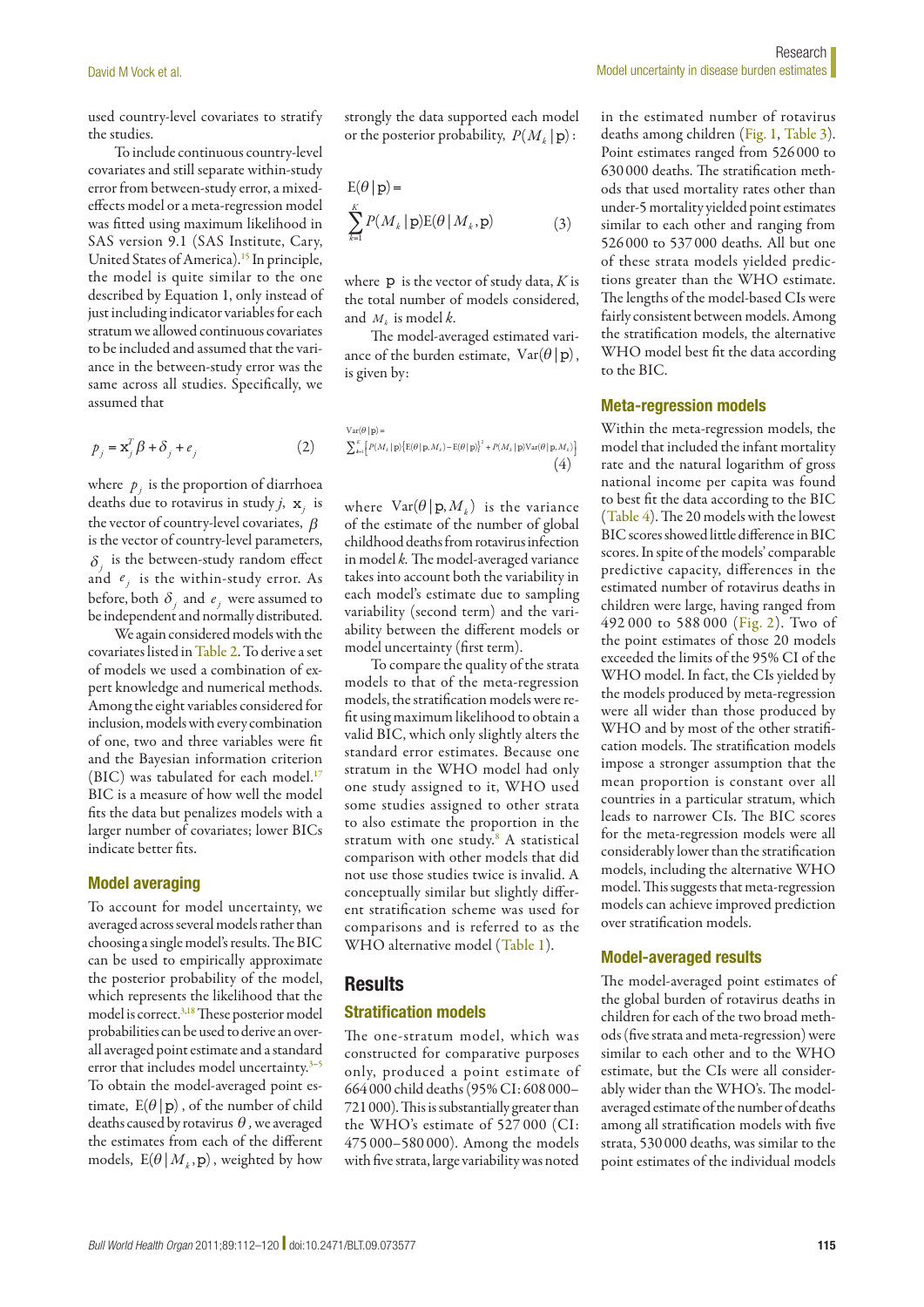used country-level covariates to stratify the studies.

To include continuous country-level covariates and still separate within-study error from between-study error, a mixed-effects model or a meta-regression model was fitted using maximum likelihood in SAS version 9.1 (SAS Institute, Cary, United States of America).[15] In principle, the model is quite similar to the one described by Equation 1, only instead of just including indicator variables for each stratum we allowed continuous covariates to be included and assumed that the variance in the between-study error was the same across all studies. Specifically, we assumed that

$$p_j = \mathbf{x}_j^T \beta + \delta_j + e_j \qquad (2)$$

where $p_j$ is the proportion of diarrhoea deaths due to rotavirus in study $j$, $\mathbf{x}_j$ is the vector of country-level covariates, $\beta$ is the vector of country-level parameters, $\delta_j$ is the between-study random effect and $e_j$ is the within-study error. As before, both $\delta_j$ and $e_j$ were assumed to be independent and normally distributed.

We again considered models with the covariates listed in Table 2. To derive a set of models we used a combination of expert knowledge and numerical methods. Among the eight variables considered for inclusion, models with every combination of one, two and three variables were fit and the Bayesian information criterion (BIC) was tabulated for each model.[17] BIC is a measure of how well the model fits the data but penalizes models with a larger number of covariates; lower BICs indicate better fits.

### Model averaging

To account for model uncertainty, we averaged across several models rather than choosing a single model's results. The BIC can be used to empirically approximate the posterior probability of the model, which represents the likelihood that the model is correct.[3,18] These posterior model probabilities can be used to derive an overall averaged point estimate and a standard error that includes model uncertainty.[3–5] To obtain the model-averaged point estimate, $E(\theta\,|\,\mathbf{p})$, of the number of child deaths caused by rotavirus $\theta$, we averaged the estimates from each of the different models, $E(\theta\,|\,M_k, \mathbf{p})$, weighted by how strongly the data supported each model or the posterior probability, $P(M_k\,|\,\mathbf{p})$:

$$E(\theta\,|\,\mathbf{p}) = \sum_{k=1}^{K} P(M_k\,|\,\mathbf{p}) E(\theta\,|\,M_k, \mathbf{p}) \qquad (3)$$

where $\mathbf{p}$ is the vector of study data, $K$ is the total number of models considered, and $M_k$ is model $k$.

The model-averaged estimated variance of the burden estimate, $\mathrm{Var}(\theta\,|\,\mathbf{p})$, is given by:

$$\mathrm{Var}(\theta\,|\,\mathbf{p}) = \sum_{k=1}^{K} \left[ P(M_k\,|\,\mathbf{p}) \left\{ E(\theta\,|\,\mathbf{p}, M_k) - E(\theta\,|\,\mathbf{p}) \right\}^2 + P(M_k\,|\,\mathbf{p}) \mathrm{Var}(\theta\,|\,\mathbf{p}, M_k) \right] \qquad (4)$$

where $\mathrm{Var}(\theta\,|\,\mathbf{p}, M_k)$ is the variance of the estimate of the number of global childhood deaths from rotavirus infection in model $k$. The model-averaged variance takes into account both the variability in each model's estimate due to sampling variability (second term) and the variability between the different models or model uncertainty (first term).

To compare the quality of the strata models to that of the meta-regression models, the stratification models were re-fit using maximum likelihood to obtain a valid BIC, which only slightly alters the standard error estimates. Because one stratum in the WHO model had only one study assigned to it, WHO used some studies assigned to other strata to also estimate the proportion in the stratum with one study.[8] A statistical comparison with other models that did not use those studies twice is invalid. A conceptually similar but slightly different stratification scheme was used for comparisons and is referred to as the WHO alternative model (Table 1).

## Results

### Stratification models

The one-stratum model, which was constructed for comparative purposes only, produced a point estimate of 664 000 child deaths (95% CI: 608 000–721 000). This is substantially greater than the WHO's estimate of 527 000 (CI: 475 000–580 000). Among the models with five strata, large variability was noted in the estimated number of rotavirus deaths among children (Fig. 1, Table 3). Point estimates ranged from 526 000 to 630 000 deaths. The stratification methods that used mortality rates other than under-5 mortality yielded point estimates similar to each other and ranging from 526 000 to 537 000 deaths. All but one of these strata models yielded predictions greater than the WHO estimate. The lengths of the model-based CIs were fairly consistent between models. Among the stratification models, the alternative WHO model best fit the data according to the BIC.

### Meta-regression models

Within the meta-regression models, the model that included the infant mortality rate and the natural logarithm of gross national income per capita was found to best fit the data according to the BIC (Table 4). The 20 models with the lowest BIC scores showed little difference in BIC scores. In spite of the models' comparable predictive capacity, differences in the estimated number of rotavirus deaths in children were large, having ranged from 492 000 to 588 000 (Fig. 2). Two of the point estimates of those 20 models exceeded the limits of the 95% CI of the WHO model. In fact, the CIs yielded by the models produced by meta-regression were all wider than those produced by WHO and by most of the other stratification models. The stratification models impose a stronger assumption that the mean proportion is constant over all countries in a particular stratum, which leads to narrower CIs. The BIC scores for the meta-regression models were all considerably lower than the stratification models, including the alternative WHO model. This suggests that meta-regression models can achieve improved prediction over stratification models.

### Model-averaged results

The model-averaged point estimates of the global burden of rotavirus deaths in children for each of the two broad methods (five strata and meta-regression) were similar to each other and to the WHO estimate, but the CIs were all considerably wider than the WHO's. The model-averaged estimate of the number of deaths among all stratification models with five strata, 530 000 deaths, was similar to the point estimates of the individual models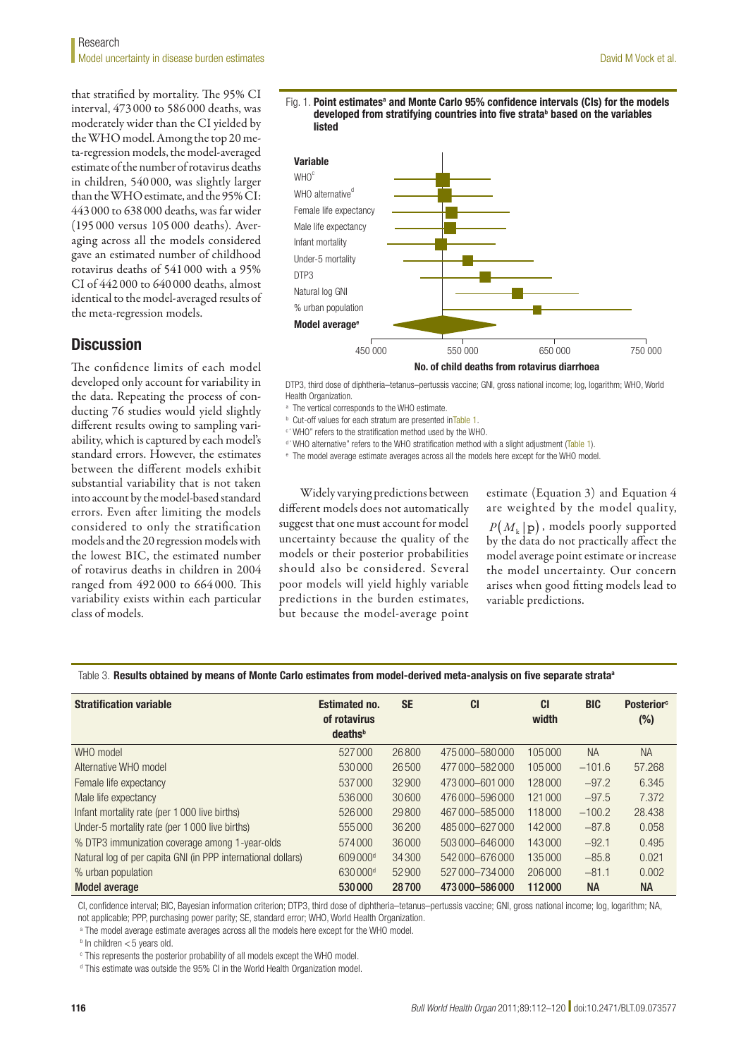that stratified by mortality. The 95% CI interval, 473 000 to 586 000 deaths, was moderately wider than the CI yielded by the WHO model. Among the top 20 meta-regression models, the model-averaged estimate of the number of rotavirus deaths in children, 540 000, was slightly larger than the WHO estimate, and the 95% CI: 443 000 to 638 000 deaths, was far wider (195 000 versus 105 000 deaths). Averaging across all the models considered gave an estimated number of childhood rotavirus deaths of 541 000 with a 95% CI of 442 000 to 640 000 deaths, almost identical to the model-averaged results of the meta-regression models.

## Discussion

The confidence limits of each model developed only account for variability in the data. Repeating the process of conducting 76 studies would yield slightly different results owing to sampling variability, which is captured by each model's standard errors. However, the estimates between the different models exhibit substantial variability that is not taken into account by the model-based standard errors. Even after limiting the models considered to only the stratification models and the 20 regression models with the lowest BIC, the estimated number of rotavirus deaths in children in 2004 ranged from 492 000 to 664 000. This variability exists within each particular class of models.

Widely varying predictions between different models does not automatically suggest that one must account for model uncertainty because the quality of the models or their posterior probabilities should also be considered. Several poor models will yield highly variable predictions in the burden estimates, but because the model-average point estimate (Equation 3) and Equation 4 are weighted by the model quality, $P(M_k|\mathbf{p})$, models poorly supported by the data do not practically affect the model average point estimate or increase the model uncertainty. Our concern arises when good fitting models lead to variable predictions.

Fig. 1. **Point estimates[a] and Monte Carlo 95% confidence intervals (CIs) for the models developed from stratifying countries into five strata[b] based on the variables listed**

DTP3, third dose of diphtheria–tetanus–pertussis vaccine; GNI, gross national income; log, logarithm; WHO, World Health Organization.

[a] The vertical corresponds to the WHO estimate.

[b] Cut-off values for each stratum are presented in Table 1.

[c] "WHO" refers to the stratification method used by the WHO.

[d] "WHO alternative" refers to the WHO stratification method with a slight adjustment (Table 1).

[e] The model average estimate averages across all the models here except for the WHO model.

Table 3. **Results obtained by means of Monte Carlo estimates from model-derived meta-analysis on five separate strata[a]**

| Stratification variable | Estimated no. of rotavirus deaths[b] | SE | CI | CI width | BIC | Posterior[c] (%) |
|---|---|---|---|---|---|---|
| WHO model | 527 000 | 26 800 | 475 000–580 000 | 105 000 | NA | NA |
| Alternative WHO model | 530 000 | 26 500 | 477 000–582 000 | 105 000 | −101.6 | 57.268 |
| Female life expectancy | 537 000 | 32 900 | 473 000–601 000 | 128 000 | −97.2 | 6.345 |
| Male life expectancy | 536 000 | 30 600 | 476 000–596 000 | 121 000 | −97.5 | 7.372 |
| Infant mortality rate (per 1 000 live births) | 526 000 | 29 800 | 467 000–585 000 | 118 000 | −100.2 | 28.438 |
| Under-5 mortality rate (per 1 000 live births) | 555 000 | 36 200 | 485 000–627 000 | 142 000 | −87.8 | 0.058 |
| % DTP3 immunization coverage among 1-year-olds | 574 000 | 36 000 | 503 000–646 000 | 143 000 | −92.1 | 0.495 |
| Natural log of per capita GNI (in PPP international dollars) | 609 000[d] | 34 300 | 542 000–676 000 | 135 000 | −85.8 | 0.021 |
| % urban population | 630 000[d] | 52 900 | 527 000–734 000 | 206 000 | −81.1 | 0.002 |
| **Model average** | **530 000** | **28 700** | **473 000–586 000** | **112 000** | **NA** | **NA** |

CI, confidence interval; BIC, Bayesian information criterion; DTP3, third dose of diphtheria–tetanus–pertussis vaccine; GNI, gross national income; log, logarithm; NA, not applicable; PPP, purchasing power parity; SE, standard error; WHO, World Health Organization.

[a] The model average estimate averages across all the models here except for the WHO model.

[b] In children <5 years old.

[c] This represents the posterior probability of all models except the WHO model.

[d] This estimate was outside the 95% CI in the World Health Organization model.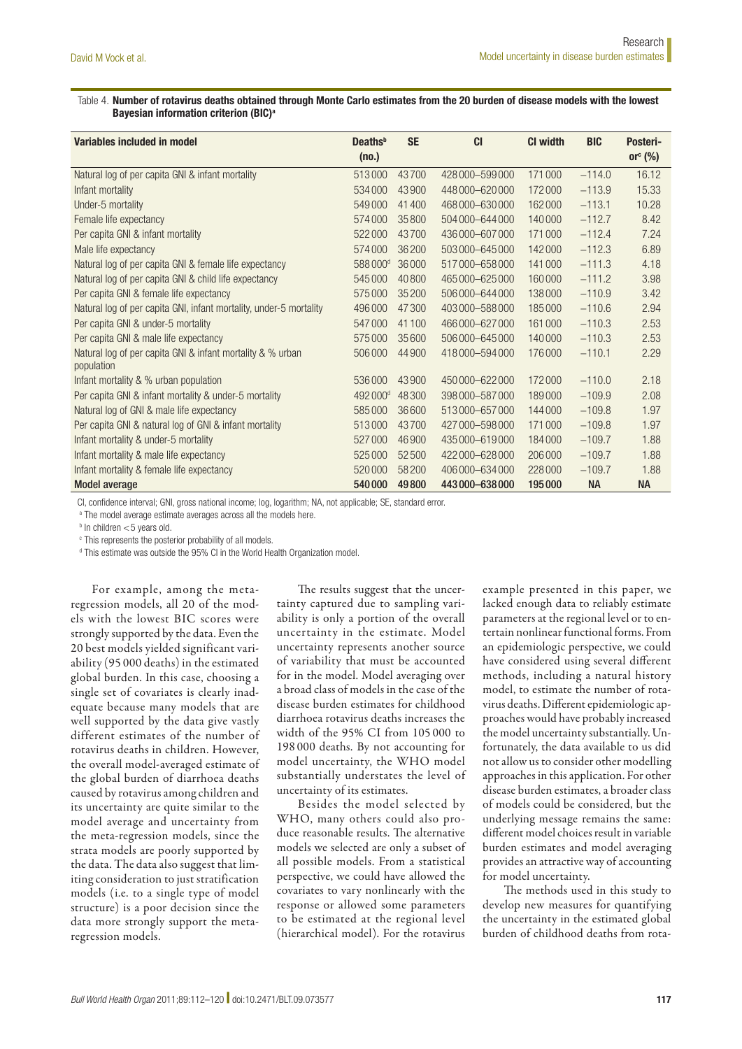Table 4. **Number of rotavirus deaths obtained through Monte Carlo estimates from the 20 burden of disease models with the lowest Bayesian information criterion (BIC)[a]**

| Variables included in model | Deaths[b] (no.) | SE | CI | CI width | BIC | Posterior[c] (%) |
|---|---|---|---|---|---|---|
| Natural log of per capita GNI & infant mortality | 513 000 | 43 700 | 428 000–599 000 | 171 000 | −114.0 | 16.12 |
| Infant mortality | 534 000 | 43 900 | 448 000–620 000 | 172 000 | −113.9 | 15.33 |
| Under-5 mortality | 549 000 | 41 400 | 468 000–630 000 | 162 000 | −113.1 | 10.28 |
| Female life expectancy | 574 000 | 35 800 | 504 000–644 000 | 140 000 | −112.7 | 8.42 |
| Per capita GNI & infant mortality | 522 000 | 43 700 | 436 000–607 000 | 171 000 | −112.4 | 7.24 |
| Male life expectancy | 574 000 | 36 200 | 503 000–645 000 | 142 000 | −112.3 | 6.89 |
| Natural log of per capita GNI & female life expectancy | 588 000[d] | 36 000 | 517 000–658 000 | 141 000 | −111.3 | 4.18 |
| Natural log of per capita GNI & child life expectancy | 545 000 | 40 800 | 465 000–625 000 | 160 000 | −111.2 | 3.98 |
| Per capita GNI & female life expectancy | 575 000 | 35 200 | 506 000–644 000 | 138 000 | −110.9 | 3.42 |
| Natural log of per capita GNI, infant mortality, under-5 mortality | 496 000 | 47 300 | 403 000–588 000 | 185 000 | −110.6 | 2.94 |
| Per capita GNI & under-5 mortality | 547 000 | 41 100 | 466 000–627 000 | 161 000 | −110.3 | 2.53 |
| Per capita GNI & male life expectancy | 575 000 | 35 600 | 506 000–645 000 | 140 000 | −110.3 | 2.53 |
| Natural log of per capita GNI & infant mortality & % urban population | 506 000 | 44 900 | 418 000–594 000 | 176 000 | −110.1 | 2.29 |
| Infant mortality & % urban population | 536 000 | 43 900 | 450 000–622 000 | 172 000 | −110.0 | 2.18 |
| Per capita GNI & infant mortality & under-5 mortality | 492 000[d] | 48 300 | 398 000–587 000 | 189 000 | −109.9 | 2.08 |
| Natural log of GNI & male life expectancy | 585 000 | 36 600 | 513 000–657 000 | 144 000 | −109.8 | 1.97 |
| Per capita GNI & natural log of GNI & infant mortality | 513 000 | 43 700 | 427 000–598 000 | 171 000 | −109.8 | 1.97 |
| Infant mortality & under-5 mortality | 527 000 | 46 900 | 435 000–619 000 | 184 000 | −109.7 | 1.88 |
| Infant mortality & male life expectancy | 525 000 | 52 500 | 422 000–628 000 | 206 000 | −109.7 | 1.88 |
| Infant mortality & female life expectancy | 520 000 | 58 200 | 406 000–634 000 | 228 000 | −109.7 | 1.88 |
| **Model average** | **540 000** | **49 800** | **443 000–638 000** | **195 000** | **NA** | **NA** |

CI, confidence interval; GNI, gross national income; log, logarithm; NA, not applicable; SE, standard error.

[a] The model average estimate averages across all the models here.

[b] In children <5 years old.

[c] This represents the posterior probability of all models.

[d] This estimate was outside the 95% CI in the World Health Organization model.

For example, among the meta-regression models, all 20 of the models with the lowest BIC scores were strongly supported by the data. Even the 20 best models yielded significant variability (95 000 deaths) in the estimated global burden. In this case, choosing a single set of covariates is clearly inadequate because many models that are well supported by the data give vastly different estimates of the number of rotavirus deaths in children. However, the overall model-averaged estimate of the global burden of diarrhoea deaths caused by rotavirus among children and its uncertainty are quite similar to the model average and uncertainty from the meta-regression models, since the strata models are poorly supported by the data. The data also suggest that limiting consideration to just stratification models (i.e. to a single type of model structure) is a poor decision since the data more strongly support the meta-regression models.

The results suggest that the uncertainty captured due to sampling variability is only a portion of the overall uncertainty in the estimate. Model uncertainty represents another source of variability that must be accounted for in the model. Model averaging over a broad class of models in the case of the disease burden estimates for childhood diarrhoea rotavirus deaths increases the width of the 95% CI from 105 000 to 198 000 deaths. By not accounting for model uncertainty, the WHO model substantially understates the level of uncertainty of its estimates.

Besides the model selected by WHO, many others could also produce reasonable results. The alternative models we selected are only a subset of all possible models. From a statistical perspective, we could have allowed the covariates to vary nonlinearly with the response or allowed some parameters to be estimated at the regional level (hierarchical model). For the rotavirus example presented in this paper, we lacked enough data to reliably estimate parameters at the regional level or to entertain nonlinear functional forms. From an epidemiologic perspective, we could have considered using several different methods, including a natural history model, to estimate the number of rotavirus deaths. Different epidemiologic approaches would have probably increased the model uncertainty substantially. Unfortunately, the data available to us did not allow us to consider other modelling approaches in this application. For other disease burden estimates, a broader class of models could be considered, but the underlying message remains the same: different model choices result in variable burden estimates and model averaging provides an attractive way of accounting for model uncertainty.

The methods used in this study to develop new measures for quantifying the uncertainty in the estimated global burden of childhood deaths from rota-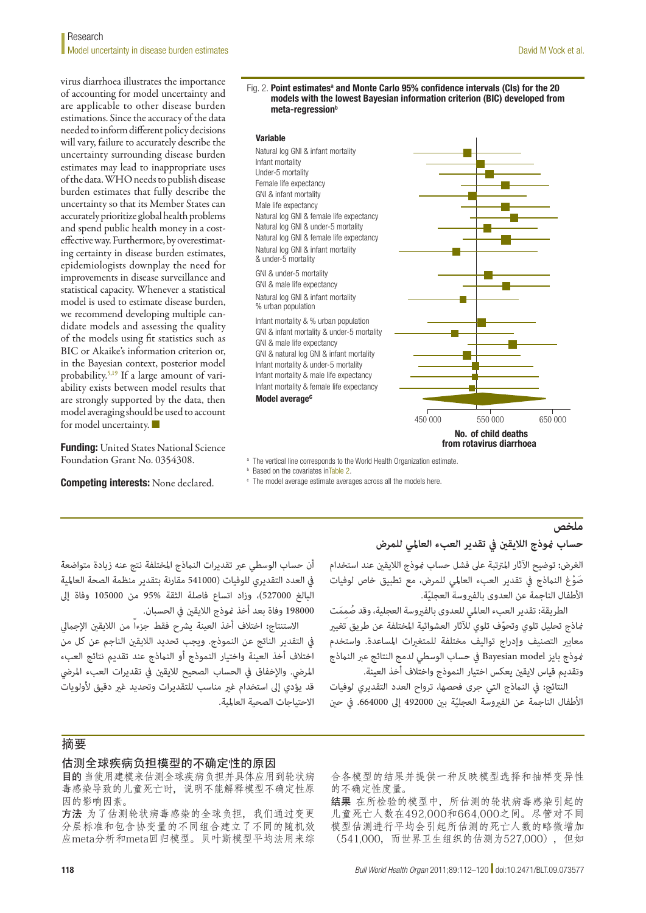virus diarrhoea illustrates the importance of accounting for model uncertainty and are applicable to other disease burden estimations. Since the accuracy of the data needed to inform different policy decisions will vary, failure to accurately describe the uncertainty surrounding disease burden estimates may lead to inappropriate uses of the data. WHO needs to publish disease burden estimates that fully describe the uncertainty so that its Member States can accurately prioritize global health problems and spend public health money in a cost-effective way. Furthermore, by overestimating certainty in disease burden estimates, epidemiologists downplay the need for improvements in disease surveillance and statistical capacity. Whenever a statistical model is used to estimate disease burden, we recommend developing multiple candidate models and assessing the quality of the models using fit statistics such as BIC or Akaike's information criterion or, in the Bayesian context, posterior model probability.[5,19] If a large amount of variability exists between model results that are strongly supported by the data, then model averaging should be used to account for model uncertainty. ■

**Funding:** United States National Science Foundation Grant No. 0354308.

**Competing interests:** None declared.

Fig. 2. **Point estimates[a] and Monte Carlo 95% confidence intervals (CIs) for the 20 models with the lowest Bayesian information criterion (BIC) developed from meta-regression[b]**

**Variable**

- Natural log GNI & infant mortality
- Infant mortality
- Under-5 mortality
- Female life expectancy
- GNI & infant mortality
- Male life expectancy
- Natural log GNI & female life expectancy
- Natural log GNI & under-5 mortality
- Natural log GNI & female life expectancy
- Natural log GNI & infant mortality & under-5 mortality
- GNI & under-5 mortality
- GNI & male life expectancy
- Natural log GNI & infant mortality % urban population
- Infant mortality & % urban population
- GNI & infant mortality & under-5 mortality
- GNI & male life expectancy
- GNI & natural log GNI & infant mortality
- Infant mortality & under-5 mortality
- Infant mortality & male life expectancy
- Infant mortality & female life expectancy
- **Model average[c]**

450 000 | 550 000 | 650 000

**No. of child deaths from rotavirus diarrhoea**

[a] The vertical line corresponds to the World Health Organization estimate.
[b] Based on the covariates in Table 2.
[c] The model average estimate averages across all the models here.

## ملخص

### حساب نموذج اللايقين في تقدير العبء العالمي للمرض

الغرض: توضيح الآثار المترتبة على فشل حساب نموذج اللايقين عند استخدام صَوْغ النماذج في تقدير العبء العالمي للمرض، مع تطبيق خاص لوفيات الأطفال الناجمة عن العدوى بالفيروسة العجليّة.

الطريقة: تقدير العبء العالمي للعدوى بالفيروسة العجلية، وقد صُمِمَت نماذج تحليل تلوي وتحوّف تلوي للآثار العشوائية المختلفة عن طريق تغيير معايير التصنيف وإدراج توالیف مختلفة للمتغيرات المساعدة. واستخدم نموذج بايز Bayesian model في حساب الوسطي لدمج النتائج عبر النماذج وتقديم قياس لايقين يعكس اختيار النموذج واختلاف أخذ العينة.

النتائج: في النماذج التي جرى فحصها، تروا ح العدد التقديري لوفيات الأطفال الناجمة عن الفيروسة العجليّة بين 492000 إلى 664000. في حين أن حساب الوسطي عبر تقديرات النماذج المختلفة نتج عنه زيادة متواضعة في العدد التقديري للوفيات (541000 مقارنة بتقدير منظمة الصحة العالمية البالغ 527000)، وزاد اتساع فاصلة الثقة 95% من 105000 وفاة إلى 198000 وفاة بعد أخذ نموذج اللايقين في الحسبان.

الاستنتاج: اختلاف أخذ العينة يشرح فقط جزءاً من اللايقين الإجمالي في التقدير الناتج عن النموذج. ويجب تحديد اللايقين الناجم عن كل من اختلاف أخذ العينة واختيار النموذج أو النماذج عند تقديم نتائج العبء المرضي. والإخفاق في الحساب الصحيح للايقين في تقديرات العبء المرضي قد يؤدي إلى استخدام غير مناسب للتقديرات وتحديد غير دقيق لأولويات الاحتياجات الصحية العالمية.

## 摘要

### 估测全球疾病负担模型的不确定性的原因

**目的** 当使用建模来估测全球疾病负担并具体应用到轮状病毒感染导致的儿童死亡时，说明不能解释模型不确定性原因的影响因素。

**方法** 为了估测轮状病毒感染的全球负担，我们通过变更分层标准和包含协变量的不同组合建立了不同的随机效应meta分析和meta回归模型。贝叶斯模型平均法用来综合各模型的结果并提供一种反映模型选择和抽样变异性的不确定性度量。

**结果** 在所检验的模型中，所估测的轮状病毒感染引起的儿童死亡人数在492,000和664,000之间。尽管对不同模型估测进行平均会引起所估测的死亡人数的略微增加（541,000，而世界卫生组织的估测为527,000），但如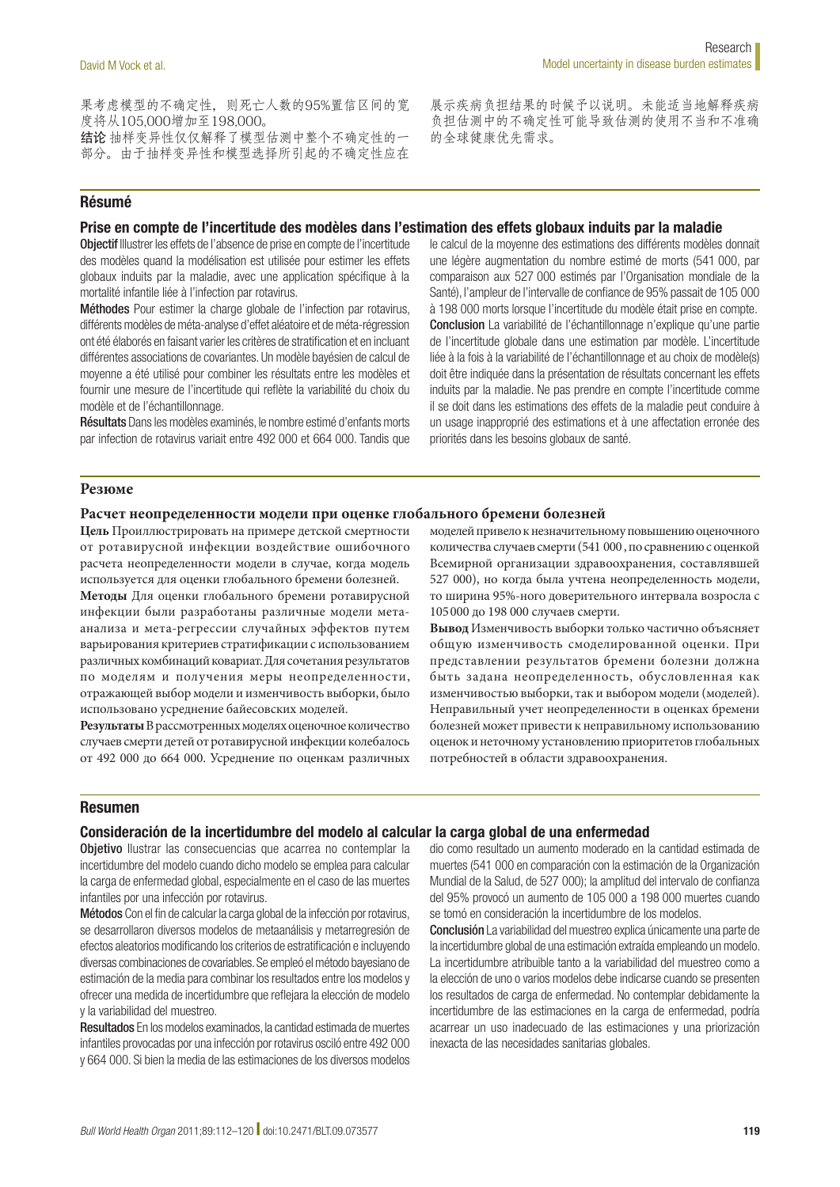果考虑模型的不确定性，则死亡人数的95%置信区间的宽度将从105,000增加至198,000。

**结论** 抽样变异性仅仅解释了模型估测中整个不确定性的一部分。由于抽样变异性和模型选择所引起的不确定性应在展示疾病负担结果的时候予以说明。未能适当地解释疾病负担估测中的不确定性可能导致估测的使用不当和不准确的全球健康优先需求。

## Résumé

### Prise en compte de l'incertitude des modèles dans l'estimation des effets globaux induits par la maladie

**Objectif** Illustrer les effets de l'absence de prise en compte de l'incertitude des modèles quand la modélisation est utilisée pour estimer les effets globaux induits par la maladie, avec une application spécifique à la mortalité infantile liée à l'infection par rotavirus.

**Méthodes** Pour estimer la charge globale de l'infection par rotavirus, différents modèles de méta-analyse d'effet aléatoire et de méta-régression ont été élaborés en faisant varier les critères de stratification et en incluant différentes associations de covariantes. Un modèle bayésien de calcul de moyenne a été utilisé pour combiner les résultats entre les modèles et fournir une mesure de l'incertitude qui reflète la variabilité du choix du modèle et de l'échantillonnage.

**Résultats** Dans les modèles examinés, le nombre estimé d'enfants morts par infection de rotavirus variait entre 492 000 et 664 000. Tandis que le calcul de la moyenne des estimations des différents modèles donnait une légère augmentation du nombre estimé de morts (541 000, par comparaison aux 527 000 estimés par l'Organisation mondiale de la Santé), l'ampleur de l'intervalle de confiance de 95% passait de 105 000 à 198 000 morts lorsque l'incertitude du modèle était prise en compte.

**Conclusion** La variabilité de l'échantillonnage n'explique qu'une partie de l'incertitude globale dans une estimation par modèle. L'incertitude liée à la fois à la variabilité de l'échantillonnage et au choix de modèle(s) doit être indiquée dans la présentation de résultats concernant les effets induits par la maladie. Ne pas prendre en compte l'incertitude comme il se doit dans les estimations des effets de la maladie peut conduire à un usage inapproprié des estimations et à une affectation erronée des priorités dans les besoins globaux de santé.

## Резюме

### Расчет неопределенности модели при оценке глобального бремени болезней

**Цель** Проиллюстрировать на примере детской смертности от ротавирусной инфекции воздействие ошибочного расчета неопределенности модели в случае, когда модель используется для оценки глобального бремени болезней.

**Методы** Для оценки глобального бремени ротавирусной инфекции были разработаны различные модели мета-анализа и мета-регрессии случайных эффектов путем варьирования критериев стратификации с использованием различных комбинаций ковариат. Для сочетания результатов по моделям и получения меры неопределенности, отражающей выбор модели и изменчивость выборки, было использовано усреднение байесовских моделей.

**Результаты** В рассмотренных моделях оценочное количество случаев смерти детей от ротавирусной инфекции колебалось от 492 000 до 664 000. Усреднение по оценкам различных моделей привело к незначительному повышению оценочного количества случаев смерти (541 000, по сравнению с оценкой Всемирной организации здравоохранения, составлявшей 527 000), но когда была учтена неопределенность модели, то ширина 95%-ного доверительного интервала возросла с 105 000 до 198 000 случаев смерти.

**Вывод** Изменчивость выборки только частично объясняет общую изменчивость смоделированной оценки. При представлении результатов бремени болезни должна быть задана неопределенность, обусловленная как изменчивостью выборки, так и выбором модели (моделей). Неправильный учет неопределенности в оценках бремени болезней может привести к неправильному использованию оценок и неточному установлению приоритетов глобальных потребностей в области здравоохранения.

## Resumen

### Consideración de la incertidumbre del modelo al calcular la carga global de una enfermedad

**Objetivo** Ilustrar las consecuencias que acarrea no contemplar la incertidumbre del modelo cuando dicho modelo se emplea para calcular la carga de enfermedad global, especialmente en el caso de las muertes infantiles por una infección por rotavirus.

**Métodos** Con el fin de calcular la carga global de la infección por rotavirus, se desarrollaron diversos modelos de metaanálisis y metarregresión de efectos aleatorios modificando los criterios de estratificación e incluyendo diversas combinaciones de covariables. Se empleó el método bayesiano de estimación de la media para combinar los resultados entre los modelos y ofrecer una medida de incertidumbre que reflejara la elección de modelo y la variabilidad del muestreo.

**Resultados** En los modelos examinados, la cantidad estimada de muertes infantiles provocadas por una infección por rotavirus osciló entre 492 000 y 664 000. Si bien la media de las estimaciones de los diversos modelos dio como resultado un aumento moderado en la cantidad estimada de muertes (541 000 en comparación con la estimación de la Organización Mundial de la Salud, de 527 000); la amplitud del intervalo de confianza del 95% provocó un aumento de 105 000 a 198 000 muertes cuando se tomó en consideración la incertidumbre de los modelos.

**Conclusión** La variabilidad del muestreo explica únicamente una parte de la incertidumbre global de una estimación extraída empleando un modelo. La incertidumbre atribuible tanto a la variabilidad del muestreo como a la elección de uno o varios modelos debe indicarse cuando se presenten los resultados de carga de enfermedad. No contemplar debidamente la incertidumbre de las estimaciones en la carga de enfermedad, podría acarrear un uso inadecuado de las estimaciones y una priorización inexacta de las necesidades sanitarias globales.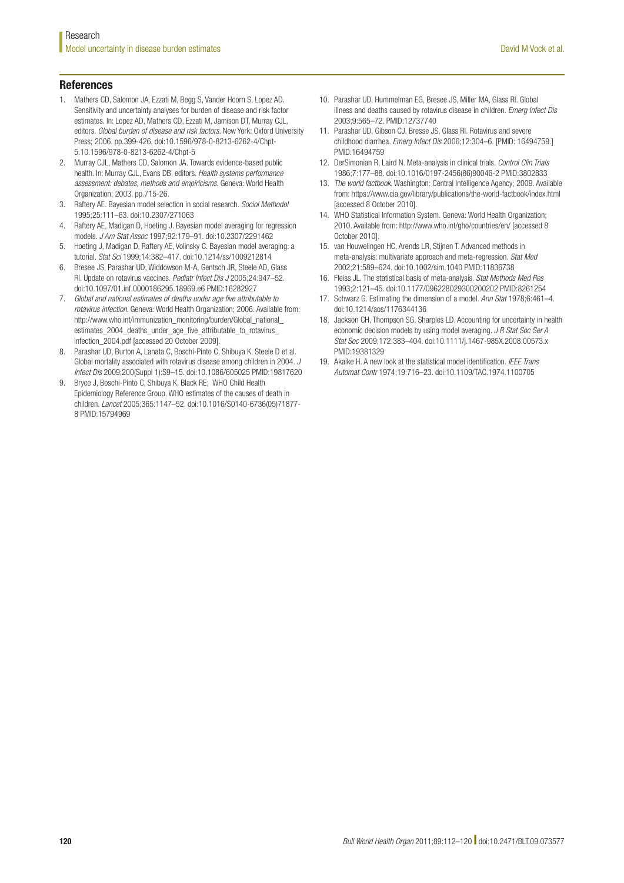## References

1. Mathers CD, Salomon JA, Ezzati M, Begg S, Vander Hoorn S, Lopez AD. Sensitivity and uncertainty analyses for burden of disease and risk factor estimates. In: Lopez AD, Mathers CD, Ezzati M, Jamison DT, Murray CJL, editors. *Global burden of disease and risk factors*. New York: Oxford University Press; 2006. pp.399-426. doi:10.1596/978-0-8213-6262-4/Chpt-5.10.1596/978-0-8213-6262-4/Chpt-5
2. Murray CJL, Mathers CD, Salomon JA. Towards evidence-based public health. In: Murray CJL, Evans DB, editors. *Health systems performance assessment: debates, methods and empiricisms*. Geneva: World Health Organization; 2003. pp.715-26.
3. Raftery AE. Bayesian model selection in social research. *Sociol Methodol* 1995;25:111–63. doi:10.2307/271063
4. Raftery AE, Madigan D, Hoeting J. Bayesian model averaging for regression models. *J Am Stat Assoc* 1997;92:179–91. doi:10.2307/2291462
5. Hoeting J, Madigan D, Raftery AE, Volinsky C. Bayesian model averaging: a tutorial. *Stat Sci* 1999;14:382–417. doi:10.1214/ss/1009212814
6. Bresee JS, Parashar UD, Widdowson M-A, Gentsch JR, Steele AD, Glass RI. Update on rotavirus vaccines. *Pediatr Infect Dis J* 2005;24:947–52. doi:10.1097/01.inf.0000186295.18969.e6 PMID:16282927
7. *Global and national estimates of deaths under age five attributable to rotavirus infection*. Geneva: World Health Organization; 2006. Available from: http://www.who.int/immunization_monitoring/burden/Global_national_estimates_2004_deaths_under_age_five_attributable_to_rotavirus_infection_2004.pdf [accessed 20 October 2009].
8. Parashar UD, Burton A, Lanata C, Boschi-Pinto C, Shibuya K, Steele D et al. Global mortality associated with rotavirus disease among children in 2004. *J Infect Dis* 2009;200(Suppl 1):S9–15. doi:10.1086/605025 PMID:19817620
9. Bryce J, Boschi-Pinto C, Shibuya K, Black RE; WHO Child Health Epidemiology Reference Group. WHO estimates of the causes of death in children. *Lancet* 2005;365:1147–52. doi:10.1016/S0140-6736(05)71877-8 PMID:15794969
10. Parashar UD, Hummelman EG, Bresee JS, Miller MA, Glass RI. Global illness and deaths caused by rotavirus disease in children. *Emerg Infect Dis* 2003;9:565–72. PMID:12737740
11. Parashar UD, Gibson CJ, Bresse JS, Glass RI. Rotavirus and severe childhood diarrhea. *Emerg Infect Dis* 2006;12:304–6. [PMID: 16494759.] PMID:16494759
12. DerSimonian R, Laird N. Meta-analysis in clinical trials. *Control Clin Trials* 1986;7:177–88. doi:10.1016/0197-2456(86)90046-2 PMID:3802833
13. *The world factbook*. Washington: Central Intelligence Agency; 2009. Available from: https://www.cia.gov/library/publications/the-world-factbook/index.html [accessed 8 October 2010].
14. WHO Statistical Information System. Geneva: World Health Organization; 2010. Available from: http://www.who.int/gho/countries/en/ [accessed 8 October 2010].
15. van Houwelingen HC, Arends LR, Stijnen T. Advanced methods in meta-analysis: multivariate approach and meta-regression. *Stat Med* 2002;21:589–624. doi:10.1002/sim.1040 PMID:11836738
16. Fleiss JL. The statistical basis of meta-analysis. *Stat Methods Med Res* 1993;2:121–45. doi:10.1177/096228029300200202 PMID:8261254
17. Schwarz G. Estimating the dimension of a model. *Ann Stat* 1978;6:461–4. doi:10.1214/aos/1176344136
18. Jackson CH, Thompson SG, Sharples LD. Accounting for uncertainty in health economic decision models by using model averaging. *J R Stat Soc Ser A Stat Soc* 2009;172:383–404. doi:10.1111/j.1467-985X.2008.00573.x PMID:19381329
19. Akaike H. A new look at the statistical model identification. *IEEE Trans Automat Contr* 1974;19:716–23. doi:10.1109/TAC.1974.1100705